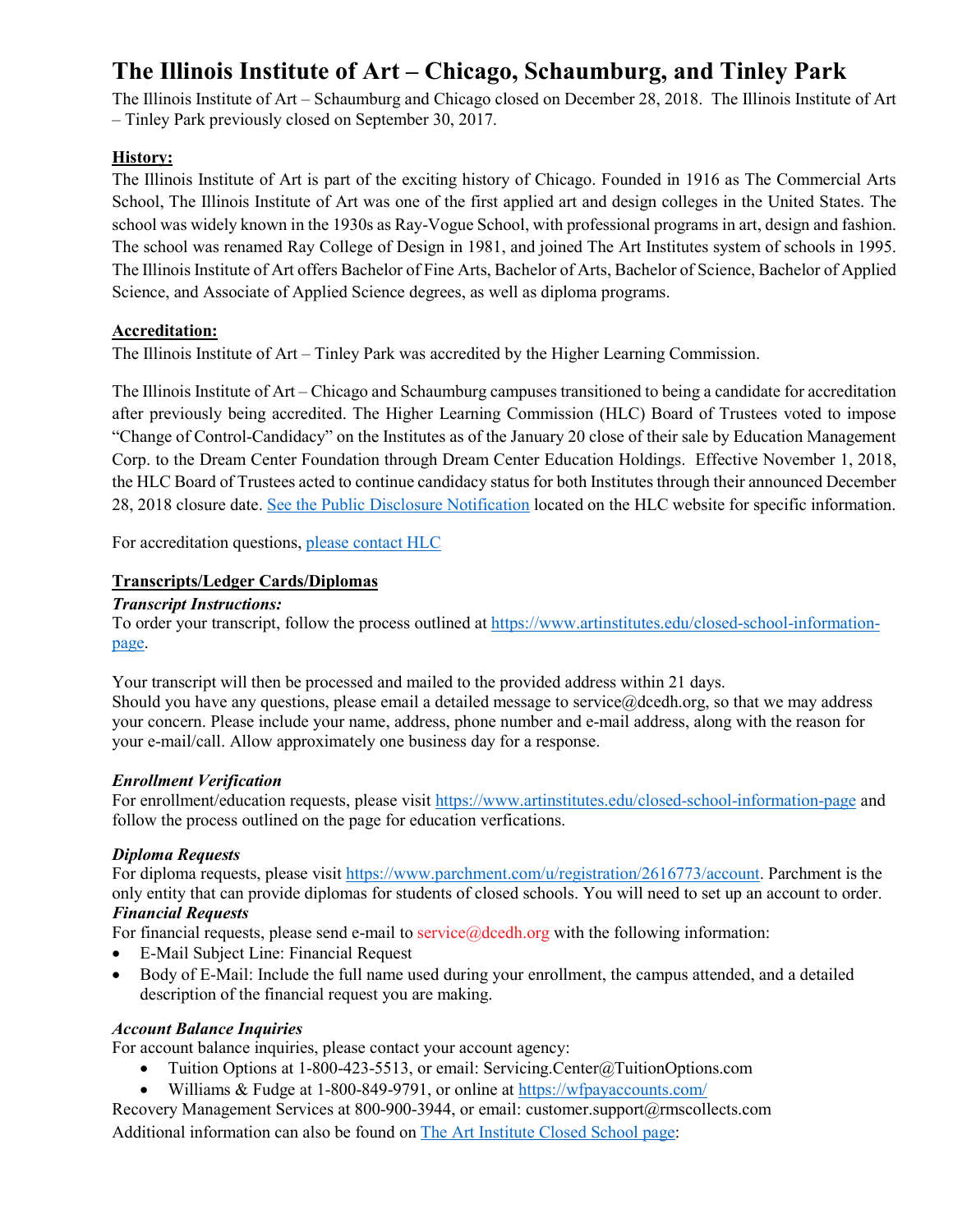# The Illinois Institute of Art – Chicago, Schaumburg, and Tinley Park

The Illinois Institute of Art – Schaumburg and Chicago closed on December 28, 2018. The Illinois Institute of Art – Tinley Park previously closed on September 30, 2017.

## History:

The Illinois Institute of Art is part of the exciting history of Chicago. Founded in 1916 as The Commercial Arts School, The Illinois Institute of Art was one of the first applied art and design colleges in the United States. The school was widely known in the 1930s as Ray-Vogue School, with professional programs in art, design and fashion. The school was renamed Ray College of Design in 1981, and joined The Art Institutes system of schools in 1995. The Illinois Institute of Art offers Bachelor of Fine Arts, Bachelor of Arts, Bachelor of Science, Bachelor of Applied Science, and Associate of Applied Science degrees, as well as diploma programs.

## Accreditation:

The Illinois Institute of Art – Tinley Park was accredited by the Higher Learning Commission.

The Illinois Institute of Art – Chicago and Schaumburg campuses transitioned to being a candidate for accreditation after previously being accredited. The Higher Learning Commission (HLC) Board of Trustees voted to impose "Change of Control-Candidacy" on the Institutes as of the January 20 close of their sale by Education Management Corp. to the Dream Center Foundation through Dream Center Education Holdings. Effective November 1, 2018, the HLC Board of Trustees acted to continue candidacy status for both Institutes through their announced December 28, 2018 closure date. See the Public Disclosure Notification located on the HLC website for specific information.

For accreditation questions, please contact HLC

## Transcripts/Ledger Cards/Diplomas

### *Transcript Instructions:*

To order your transcript, follow the process outlined at https://www.artinstitutes.edu/closed-school-information-page.

Your transcript will then be processed and mailed to the provided address within 21 days.
Should you have any questions, please email a detailed message to service@dcedh.org, so that we may address your concern. Please include your name, address, phone number and e-mail address, along with the reason for your e-mail/call. Allow approximately one business day for a response.

### *Enrollment Verification*

For enrollment/education requests, please visit https://www.artinstitutes.edu/closed-school-information-page and follow the process outlined on the page for education verfications.

### *Diploma Requests*

For diploma requests, please visit https://www.parchment.com/u/registration/2616773/account. Parchment is the only entity that can provide diplomas for students of closed schools. You will need to set up an account to order.

### *Financial Requests*

For financial requests, please send e-mail to service@dcedh.org with the following information:

- E-Mail Subject Line: Financial Request
- Body of E-Mail: Include the full name used during your enrollment, the campus attended, and a detailed description of the financial request you are making.

### *Account Balance Inquiries*

For account balance inquiries, please contact your account agency:

- Tuition Options at 1-800-423-5513, or email: Servicing.Center@TuitionOptions.com
- Williams & Fudge at 1-800-849-9791, or online at https://wfpayaccounts.com/

Recovery Management Services at 800-900-3944, or email: customer.support@rmscollects.com

Additional information can also be found on The Art Institute Closed School page: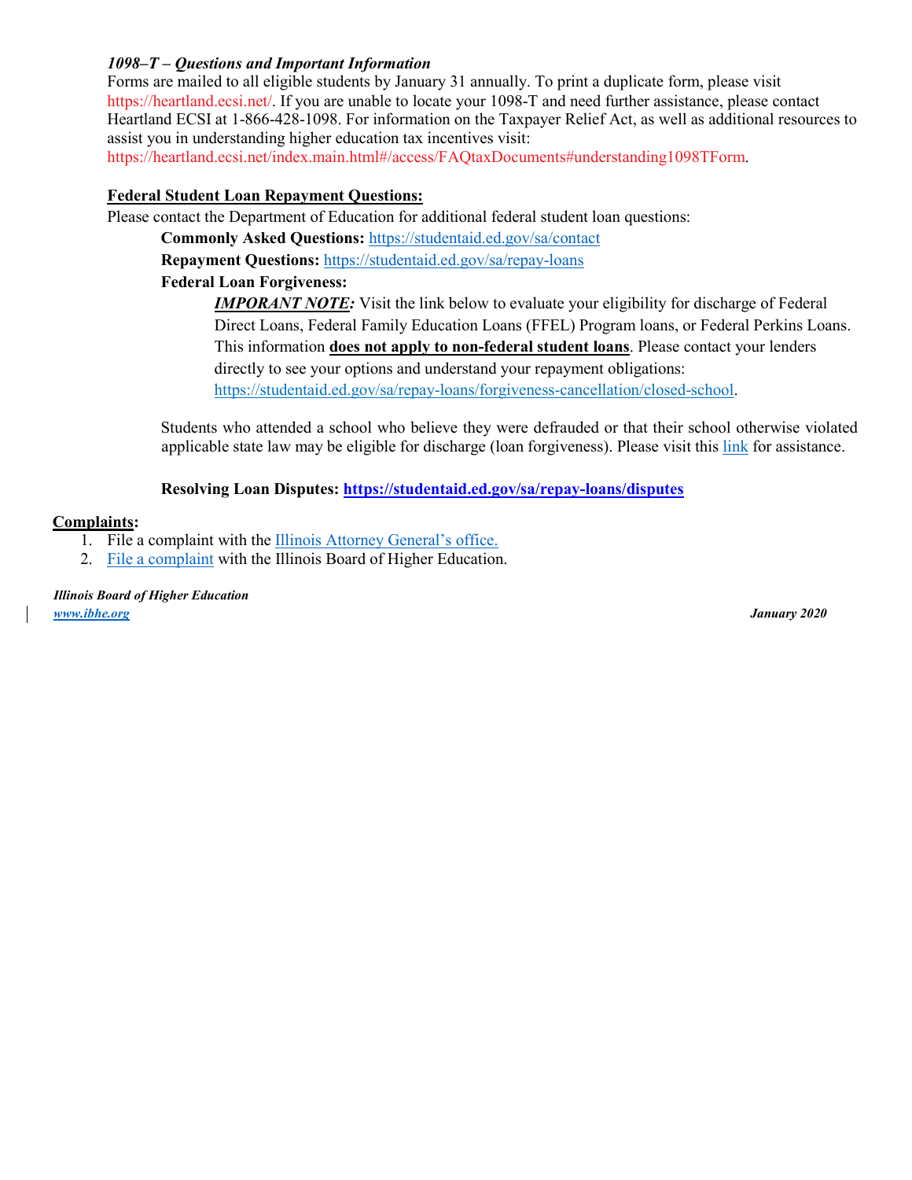***1098–T – Questions and Important Information***

Forms are mailed to all eligible students by January 31 annually. To print a duplicate form, please visit https://heartland.ecsi.net/. If you are unable to locate your 1098-T and need further assistance, please contact Heartland ECSI at 1-866-428-1098. For information on the Taxpayer Relief Act, as well as additional resources to assist you in understanding higher education tax incentives visit: https://heartland.ecsi.net/index.main.html#/access/FAQtaxDocuments#understanding1098TForm.

**Federal Student Loan Repayment Questions:**

Please contact the Department of Education for additional federal student loan questions:

**Commonly Asked Questions:** https://studentaid.ed.gov/sa/contact

**Repayment Questions:** https://studentaid.ed.gov/sa/repay-loans

**Federal Loan Forgiveness:**

***IMPORANT NOTE:*** Visit the link below to evaluate your eligibility for discharge of Federal Direct Loans, Federal Family Education Loans (FFEL) Program loans, or Federal Perkins Loans. This information **does not apply to non-federal student loans**. Please contact your lenders directly to see your options and understand your repayment obligations: https://studentaid.ed.gov/sa/repay-loans/forgiveness-cancellation/closed-school.

Students who attended a school who believe they were defrauded or that their school otherwise violated applicable state law may be eligible for discharge (loan forgiveness). Please visit this link for assistance.

**Resolving Loan Disputes: https://studentaid.ed.gov/sa/repay-loans/disputes**

**Complaints:**

1. File a complaint with the Illinois Attorney General's office.
2. File a complaint with the Illinois Board of Higher Education.

***Illinois Board of Higher Education***
***www.ibhe.org***

***January 2020***